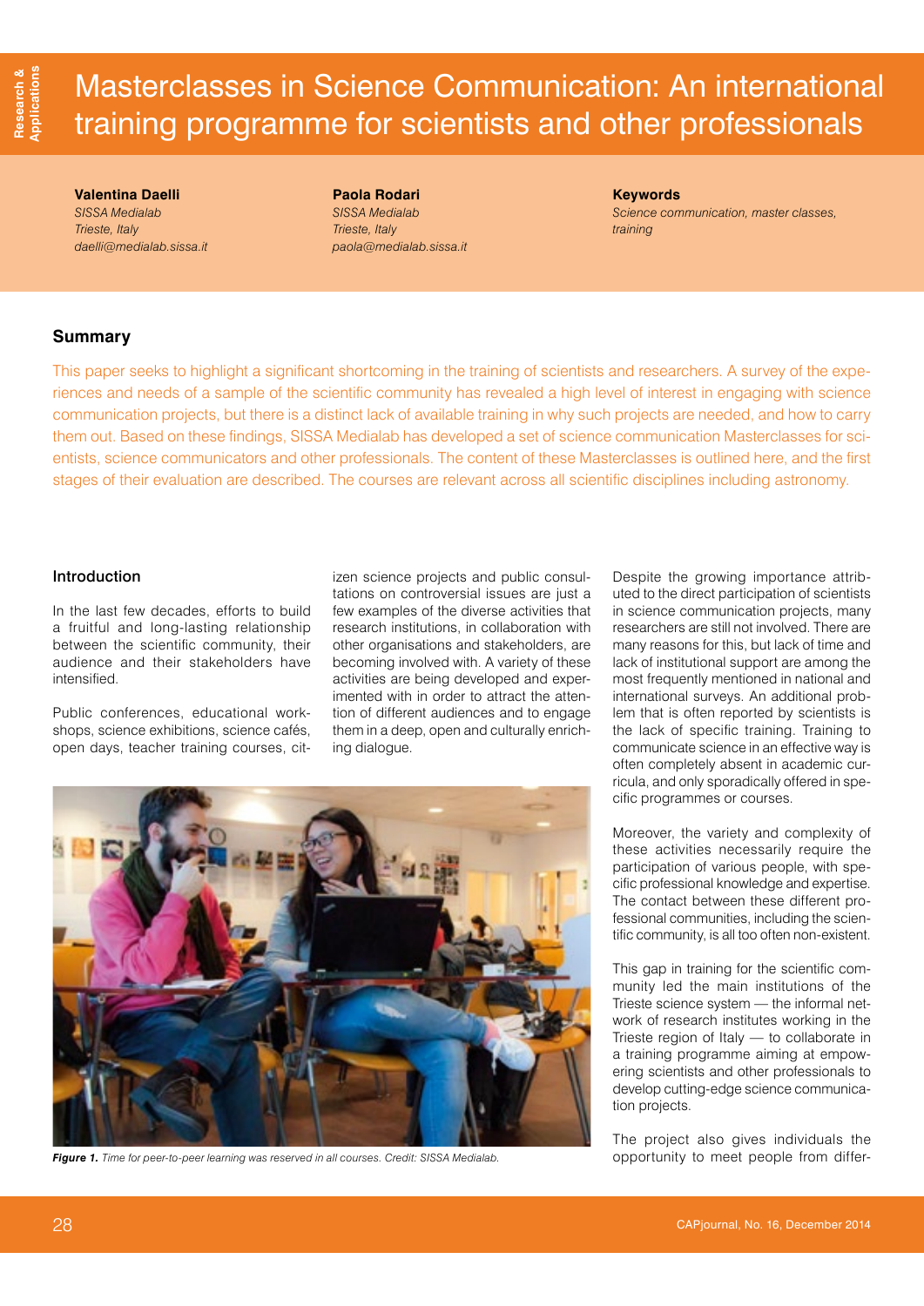# Masterclasses in Science Communication: An international training programme for scientists and other professionals

**Valentina Daelli**
*SISSA Medialab*
*Trieste, Italy*
*daelli@medialab.sissa.it*

**Paola Rodari**
*SISSA Medialab*
*Trieste, Italy*
*paola@medialab.sissa.it*

**Keywords**
*Science communication, master classes, training*

## Summary

This paper seeks to highlight a significant shortcoming in the training of scientists and researchers. A survey of the experiences and needs of a sample of the scientific community has revealed a high level of interest in engaging with science communication projects, but there is a distinct lack of available training in why such projects are needed, and how to carry them out. Based on these findings, SISSA Medialab has developed a set of science communication Masterclasses for scientists, science communicators and other professionals. The content of these Masterclasses is outlined here, and the first stages of their evaluation are described. The courses are relevant across all scientific disciplines including astronomy.

## Introduction

In the last few decades, efforts to build a fruitful and long-lasting relationship between the scientific community, their audience and their stakeholders have intensified.

Public conferences, educational workshops, science exhibitions, science cafés, open days, teacher training courses, citizen science projects and public consultations on controversial issues are just a few examples of the diverse activities that research institutions, in collaboration with other organisations and stakeholders, are becoming involved with. A variety of these activities are being developed and experimented with in order to attract the attention of different audiences and to engage them in a deep, open and culturally enriching dialogue.

*Figure 1. Time for peer-to-peer learning was reserved in all courses. Credit: SISSA Medialab.*

Despite the growing importance attributed to the direct participation of scientists in science communication projects, many researchers are still not involved. There are many reasons for this, but lack of time and lack of institutional support are among the most frequently mentioned in national and international surveys. An additional problem that is often reported by scientists is the lack of specific training. Training to communicate science in an effective way is often completely absent in academic curricula, and only sporadically offered in specific programmes or courses.

Moreover, the variety and complexity of these activities necessarily require the participation of various people, with specific professional knowledge and expertise. The contact between these different professional communities, including the scientific community, is all too often non-existent.

This gap in training for the scientific community led the main institutions of the Trieste science system — the informal network of research institutes working in the Trieste region of Italy — to collaborate in a training programme aiming at empowering scientists and other professionals to develop cutting-edge science communication projects.

The project also gives individuals the opportunity to meet people from differ-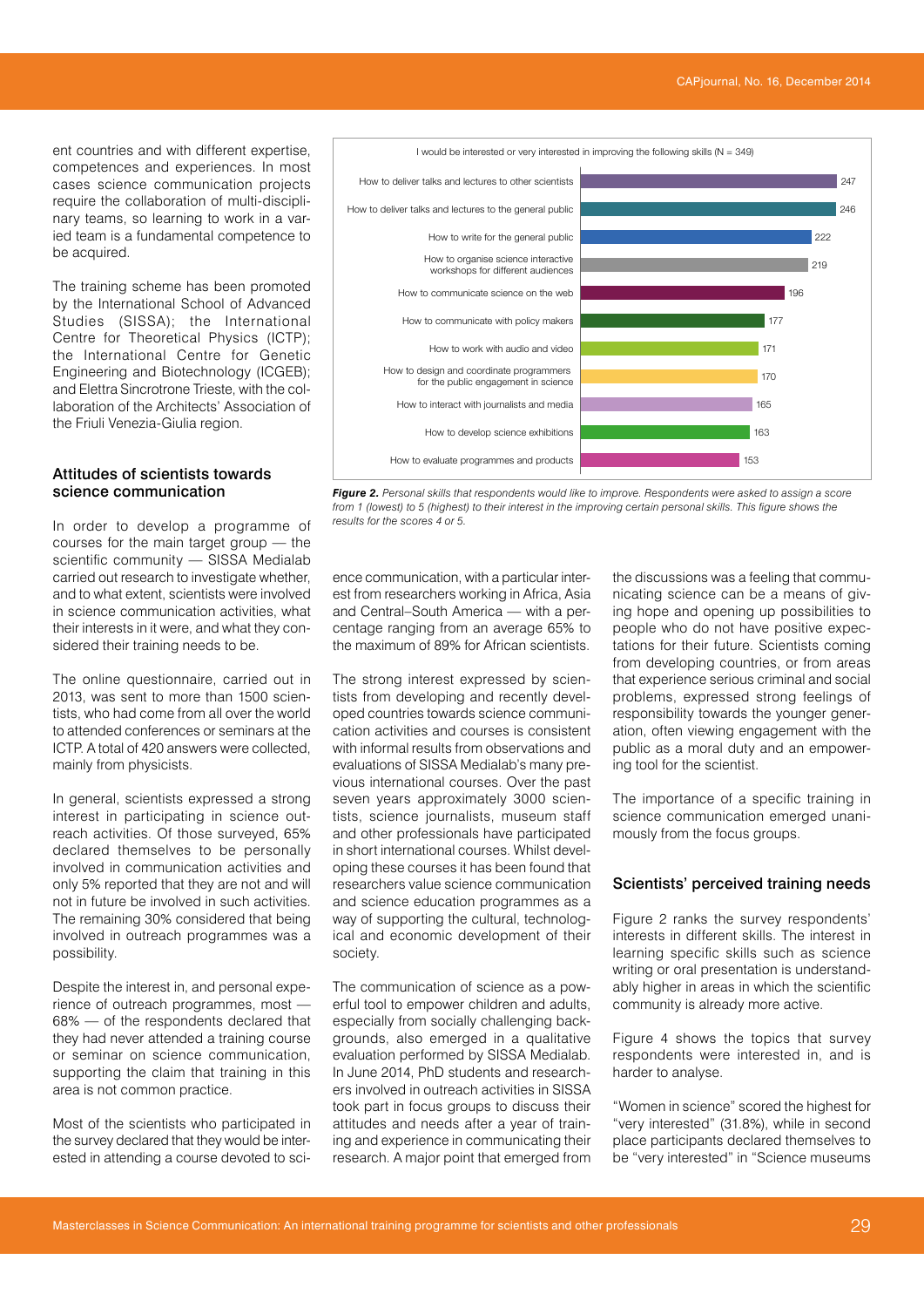ent countries and with different expertise, competences and experiences. In most cases science communication projects require the collaboration of multi-disciplinary teams, so learning to work in a varied team is a fundamental competence to be acquired.

The training scheme has been promoted by the International School of Advanced Studies (SISSA); the International Centre for Theoretical Physics (ICTP); the International Centre for Genetic Engineering and Biotechnology (ICGEB); and Elettra Sincrotrone Trieste, with the collaboration of the Architects' Association of the Friuli Venezia-Giulia region.

## Attitudes of scientists towards science communication

In order to develop a programme of courses for the main target group — the scientific community — SISSA Medialab carried out research to investigate whether, and to what extent, scientists were involved in science communication activities, what their interests in it were, and what they considered their training needs to be.

The online questionnaire, carried out in 2013, was sent to more than 1500 scientists, who had come from all over the world to attended conferences or seminars at the ICTP. A total of 420 answers were collected, mainly from physicists.

In general, scientists expressed a strong interest in participating in science outreach activities. Of those surveyed, 65% declared themselves to be personally involved in communication activities and only 5% reported that they are not and will not in future be involved in such activities. The remaining 30% considered that being involved in outreach programmes was a possibility.

Despite the interest in, and personal experience of outreach programmes, most — 68% — of the respondents declared that they had never attended a training course or seminar on science communication, supporting the claim that training in this area is not common practice.

Most of the scientists who participated in the survey declared that they would be interested in attending a course devoted to science communication, with a particular interest from researchers working in Africa, Asia and Central–South America — with a percentage ranging from an average 65% to the maximum of 89% for African scientists.

The strong interest expressed by scientists from developing and recently developed countries towards science communication activities and courses is consistent with informal results from observations and evaluations of SISSA Medialab's many previous international courses. Over the past seven years approximately 3000 scientists, science journalists, museum staff and other professionals have participated in short international courses. Whilst developing these courses it has been found that researchers value science communication and science education programmes as a way of supporting the cultural, technological and economic development of their society.

The communication of science as a powerful tool to empower children and adults, especially from socially challenging backgrounds, also emerged in a qualitative evaluation performed by SISSA Medialab. In June 2014, PhD students and researchers involved in outreach activities in SISSA took part in focus groups to discuss their attitudes and needs after a year of training and experience in communicating their research. A major point that emerged from the discussions was a feeling that communicating science can be a means of giving hope and opening up possibilities to people who do not have positive expectations for their future. Scientists coming from developing countries, or from areas that experience serious criminal and social problems, expressed strong feelings of responsibility towards the younger generation, often viewing engagement with the public as a moral duty and an empowering tool for the scientist.

The importance of a specific training in science communication emerged unanimously from the focus groups.

I would be interested or very interested in improving the following skills (N = 349)

| Skill | Respondents |
|---|---|
| How to deliver talks and lectures to other scientists | 247 |
| How to deliver talks and lectures to the general public | 246 |
| How to write for the general public | 222 |
| How to organise science interactive workshops for different audiences | 219 |
| How to communicate science on the web | 196 |
| How to communicate with policy makers | 177 |
| How to work with audio and video | 171 |
| How to design and coordinate programmers for the public engagement in science | 170 |
| How to interact with journalists and media | 165 |
| How to develop science exhibitions | 163 |
| How to evaluate programmes and products | 153 |

***Figure 2.*** *Personal skills that respondents would like to improve. Respondents were asked to assign a score from 1 (lowest) to 5 (highest) to their interest in the improving certain personal skills. This figure shows the results for the scores 4 or 5.*

## Scientists' perceived training needs

Figure 2 ranks the survey respondents' interests in different skills. The interest in learning specific skills such as science writing or oral presentation is understandably higher in areas in which the scientific community is already more active.

Figure 4 shows the topics that survey respondents were interested in, and is harder to analyse.

"Women in science" scored the highest for "very interested" (31.8%), while in second place participants declared themselves to be "very interested" in "Science museums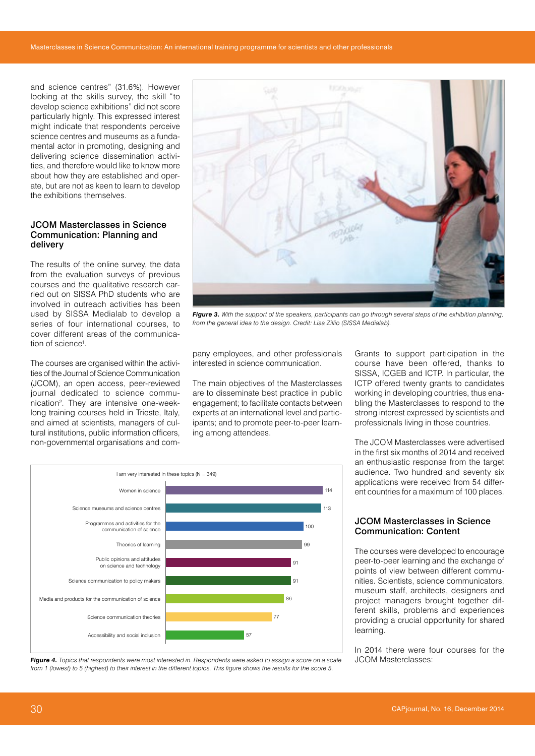and science centres" (31.6%). However looking at the skills survey, the skill "to develop science exhibitions" did not score particularly highly. This expressed interest might indicate that respondents perceive science centres and museums as a fundamental actor in promoting, designing and delivering science dissemination activities, and therefore would like to know more about how they are established and operate, but are not as keen to learn to develop the exhibitions themselves.

### JCOM Masterclasses in Science Communication: Planning and delivery

The results of the online survey, the data from the evaluation surveys of previous courses and the qualitative research carried out on SISSA PhD students who are involved in outreach activities has been used by SISSA Medialab to develop a series of four international courses, to cover different areas of the communication of science[1].

The courses are organised within the activities of the Journal of Science Communication (JCOM), an open access, peer-reviewed journal dedicated to science communication[2]. They are intensive one-week-long training courses held in Trieste, Italy, and aimed at scientists, managers of cultural institutions, public information officers, non-governmental organisations and company employees, and other professionals interested in science communication.

*Figure 3. With the support of the speakers, participants can go through several steps of the exhibition planning, from the general idea to the design. Credit: Lisa Zillio (SISSA Medialab).*

The main objectives of the Masterclasses are to disseminate best practice in public engagement; to facilitate contacts between experts at an international level and participants; and to promote peer-to-peer learning among attendees.

I am very interested in these topics (N = 349)

| Topic | Count |
| --- | --- |
| Women in science | 114 |
| Science museums and science centres | 113 |
| Programmes and activities for the communication of science | 100 |
| Theories of learning | 99 |
| Public opinions and attitudes on science and technology | 91 |
| Science communication to policy makers | 91 |
| Media and products for the communication of science | 86 |
| Science communication theories | 77 |
| Accessibility and social inclusion | 57 |

*Figure 4. Topics that respondents were most interested in. Respondents were asked to assign a score on a scale from 1 (lowest) to 5 (highest) to their interest in the different topics. This figure shows the results for the score 5.*

Grants to support participation in the course have been offered, thanks to SISSA, ICGEB and ICTP. In particular, the ICTP offered twenty grants to candidates working in developing countries, thus enabling the Masterclasses to respond to the strong interest expressed by scientists and professionals living in those countries.

The JCOM Masterclasses were advertised in the first six months of 2014 and received an enthusiastic response from the target audience. Two hundred and seventy six applications were received from 54 different countries for a maximum of 100 places.

### JCOM Masterclasses in Science Communication: Content

The courses were developed to encourage peer-to-peer learning and the exchange of points of view between different communities. Scientists, science communicators, museum staff, architects, designers and project managers brought together different skills, problems and experiences providing a crucial opportunity for shared learning.

In 2014 there were four courses for the JCOM Masterclasses: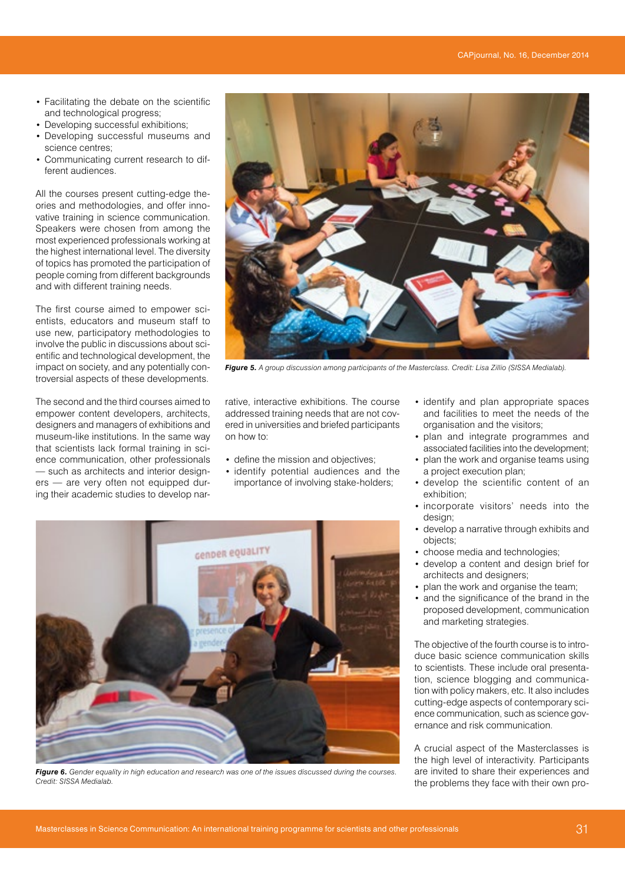- Facilitating the debate on the scientific and technological progress;
- Developing successful exhibitions;
- Developing successful museums and science centres;
- Communicating current research to different audiences.

All the courses present cutting-edge theories and methodologies, and offer innovative training in science communication. Speakers were chosen from among the most experienced professionals working at the highest international level. The diversity of topics has promoted the participation of people coming from different backgrounds and with different training needs.

The first course aimed to empower scientists, educators and museum staff to use new, participatory methodologies to involve the public in discussions about scientific and technological development, the impact on society, and any potentially controversial aspects of these developments.

*Figure 5. A group discussion among participants of the Masterclass. Credit: Lisa Zillio (SISSA Medialab).*

The second and the third courses aimed to empower content developers, architects, designers and managers of exhibitions and museum-like institutions. In the same way that scientists lack formal training in science communication, other professionals — such as architects and interior designers — are very often not equipped during their academic studies to develop narrative, interactive exhibitions. The course addressed training needs that are not covered in universities and briefed participants on how to:

- define the mission and objectives;
- identify potential audiences and the importance of involving stake-holders;
- identify and plan appropriate spaces and facilities to meet the needs of the organisation and the visitors;
- plan and integrate programmes and associated facilities into the development;
- plan the work and organise teams using a project execution plan;
- develop the scientific content of an exhibition;
- incorporate visitors' needs into the design;
- develop a narrative through exhibits and objects;
- choose media and technologies;
- develop a content and design brief for architects and designers;
- plan the work and organise the team;
- and the significance of the brand in the proposed development, communication and marketing strategies.

*Figure 6. Gender equality in high education and research was one of the issues discussed during the courses. Credit: SISSA Medialab.*

The objective of the fourth course is to introduce basic science communication skills to scientists. These include oral presentation, science blogging and communication with policy makers, etc. It also includes cutting-edge aspects of contemporary science communication, such as science governance and risk communication.

A crucial aspect of the Masterclasses is the high level of interactivity. Participants are invited to share their experiences and the problems they face with their own pro-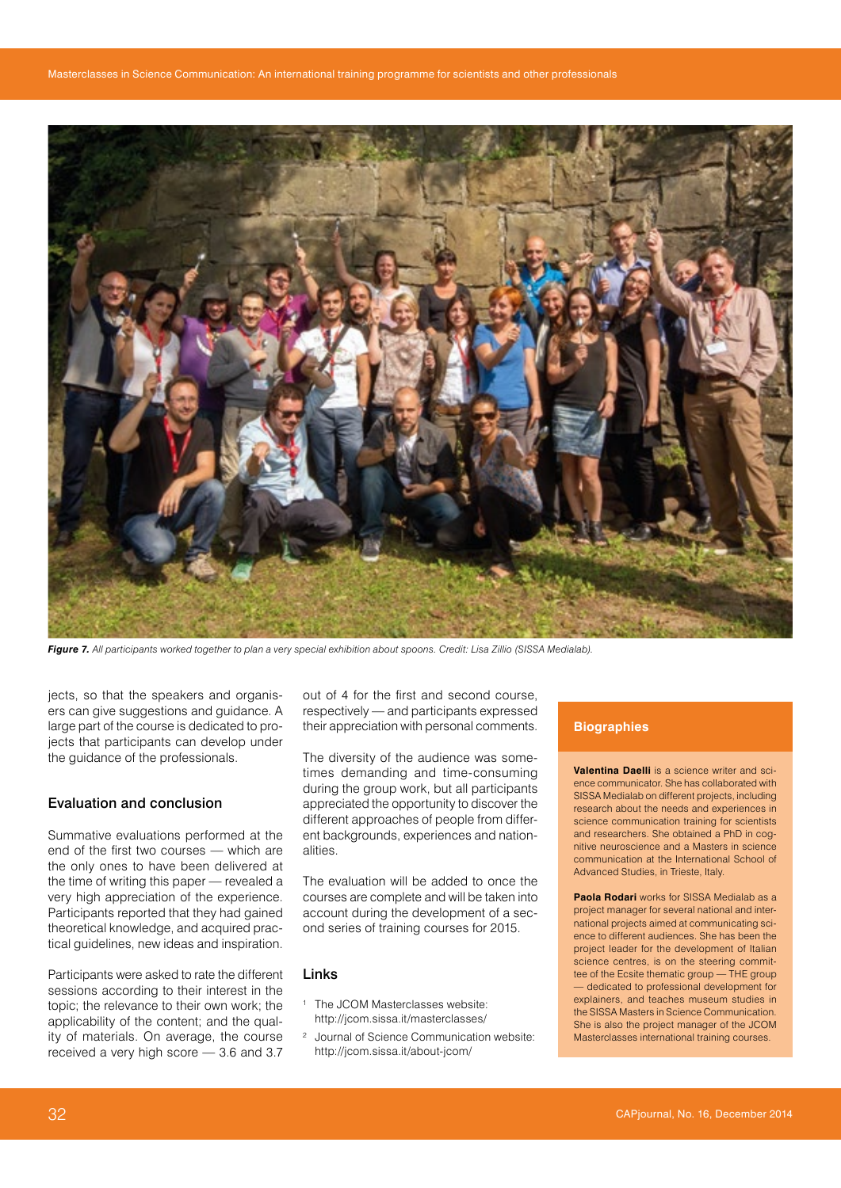*Figure 7. All participants worked together to plan a very special exhibition about spoons. Credit: Lisa Zillio (SISSA Medialab).*

jects, so that the speakers and organisers can give suggestions and guidance. A large part of the course is dedicated to projects that participants can develop under the guidance of the professionals.

## Evaluation and conclusion

Summative evaluations performed at the end of the first two courses — which are the only ones to have been delivered at the time of writing this paper — revealed a very high appreciation of the experience. Participants reported that they had gained theoretical knowledge, and acquired practical guidelines, new ideas and inspiration.

Participants were asked to rate the different sessions according to their interest in the topic; the relevance to their own work; the applicability of the content; and the quality of materials. On average, the course received a very high score — 3.6 and 3.7 out of 4 for the first and second course, respectively — and participants expressed their appreciation with personal comments.

The diversity of the audience was sometimes demanding and time-consuming during the group work, but all participants appreciated the opportunity to discover the different approaches of people from different backgrounds, experiences and nationalities.

The evaluation will be added to once the courses are complete and will be taken into account during the development of a second series of training courses for 2015.

## Links

1. The JCOM Masterclasses website: http://jcom.sissa.it/masterclasses/
2. Journal of Science Communication website: http://jcom.sissa.it/about-jcom/

## Biographies

**Valentina Daelli** is a science writer and science communicator. She has collaborated with SISSA Medialab on different projects, including research about the needs and experiences in science communication training for scientists and researchers. She obtained a PhD in cognitive neuroscience and a Masters in science communication at the International School of Advanced Studies, in Trieste, Italy.

**Paola Rodari** works for SISSA Medialab as a project manager for several national and international projects aimed at communicating science to different audiences. She has been the project leader for the development of Italian science centres, is on the steering committee of the Ecsite thematic group — THE group — dedicated to professional development for explainers, and teaches museum studies in the SISSA Masters in Science Communication. She is also the project manager of the JCOM Masterclasses international training courses.